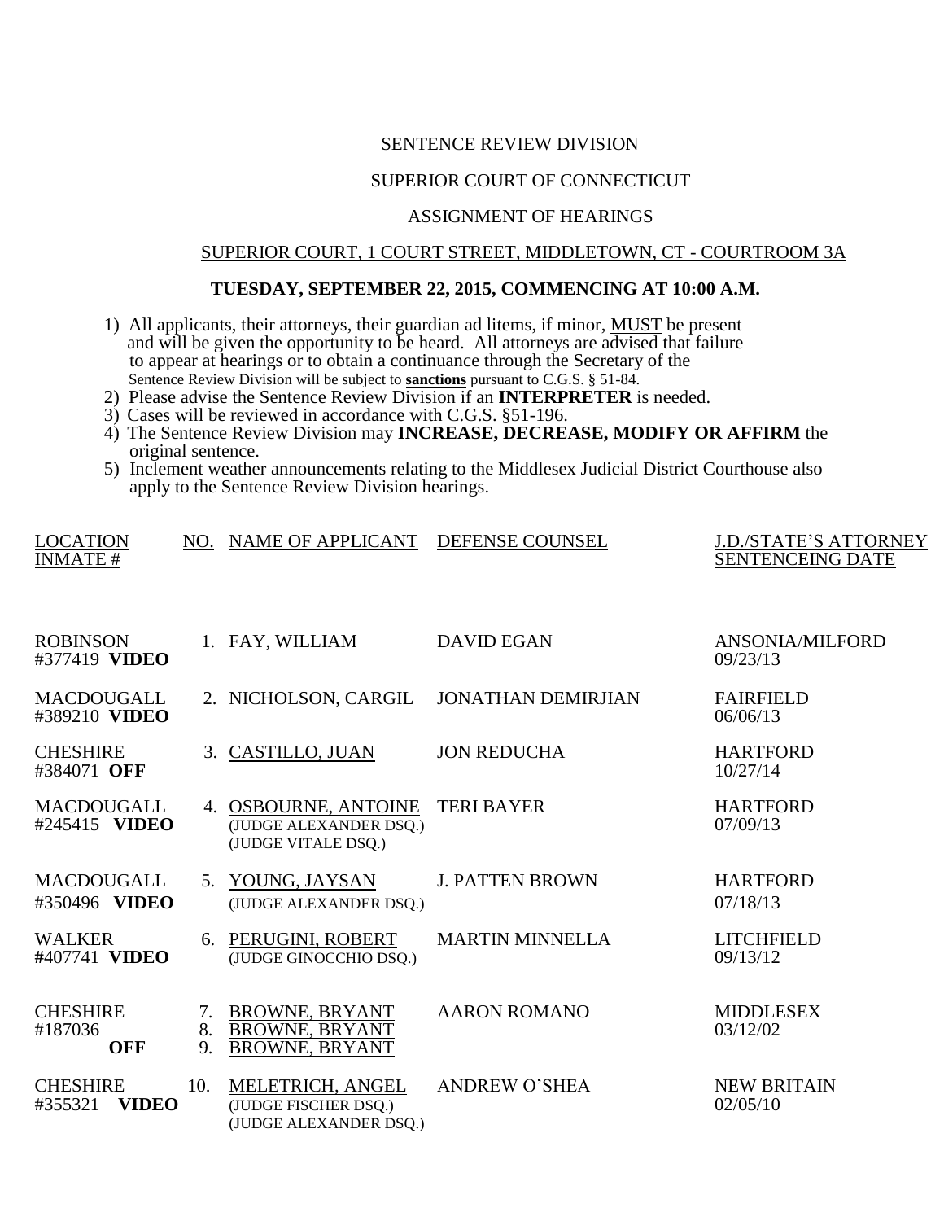SENTENCE REVIEW DIVISION

SUPERIOR COURT OF CONNECTICUT

ASSIGNMENT OF HEARINGS

SUPERIOR COURT, 1 COURT STREET, MIDDLETOWN, CT - COURTROOM 3A

**TUESDAY, SEPTEMBER 22, 2015, COMMENCING AT 10:00 A.M.**

1) All applicants, their attorneys, their guardian ad litems, if minor, MUST be present and will be given the opportunity to be heard. All attorneys are advised that failure to appear at hearings or to obtain a continuance through the Secretary of the Sentence Review Division will be subject to **sanctions** pursuant to C.G.S. § 51-84.
2) Please advise the Sentence Review Division if an **INTERPRETER** is needed.
3) Cases will be reviewed in accordance with C.G.S. §51-196.
4) The Sentence Review Division may **INCREASE, DECREASE, MODIFY OR AFFIRM** the original sentence.
5) Inclement weather announcements relating to the Middlesex Judicial District Courthouse also apply to the Sentence Review Division hearings.

| LOCATION / INMATE # | NO. | NAME OF APPLICANT | DEFENSE COUNSEL | J.D./STATE'S ATTORNEY / SENTENCEING DATE |
|---|---|---|---|---|
| ROBINSON #377419 **VIDEO** | 1. | FAY, WILLIAM | DAVID EGAN | ANSONIA/MILFORD 09/23/13 |
| MACDOUGALL #389210 **VIDEO** | 2. | NICHOLSON, CARGIL | JONATHAN DEMIRJIAN | FAIRFIELD 06/06/13 |
| CHESHIRE #384071 **OFF** | 3. | CASTILLO, JUAN | JON REDUCHA | HARTFORD 10/27/14 |
| MACDOUGALL #245415 **VIDEO** | 4. | OSBOURNE, ANTOINE (JUDGE ALEXANDER DSQ.) (JUDGE VITALE DSQ.) | TERI BAYER | HARTFORD 07/09/13 |
| MACDOUGALL #350496 **VIDEO** | 5. | YOUNG, JAYSAN (JUDGE ALEXANDER DSQ.) | J. PATTEN BROWN | HARTFORD 07/18/13 |
| WALKER #407741 **VIDEO** | 6. | PERUGINI, ROBERT (JUDGE GINOCCHIO DSQ.) | MARTIN MINNELLA | LITCHFIELD 09/13/12 |
| CHESHIRE #187036 **OFF** | 7. 8. 9. | BROWNE, BRYANT BROWNE, BRYANT BROWNE, BRYANT | AARON ROMANO | MIDDLESEX 03/12/02 |
| CHESHIRE #355321 **VIDEO** | 10. | MELETRICH, ANGEL (JUDGE FISCHER DSQ.) (JUDGE ALEXANDER DSQ.) | ANDREW O'SHEA | NEW BRITAIN 02/05/10 |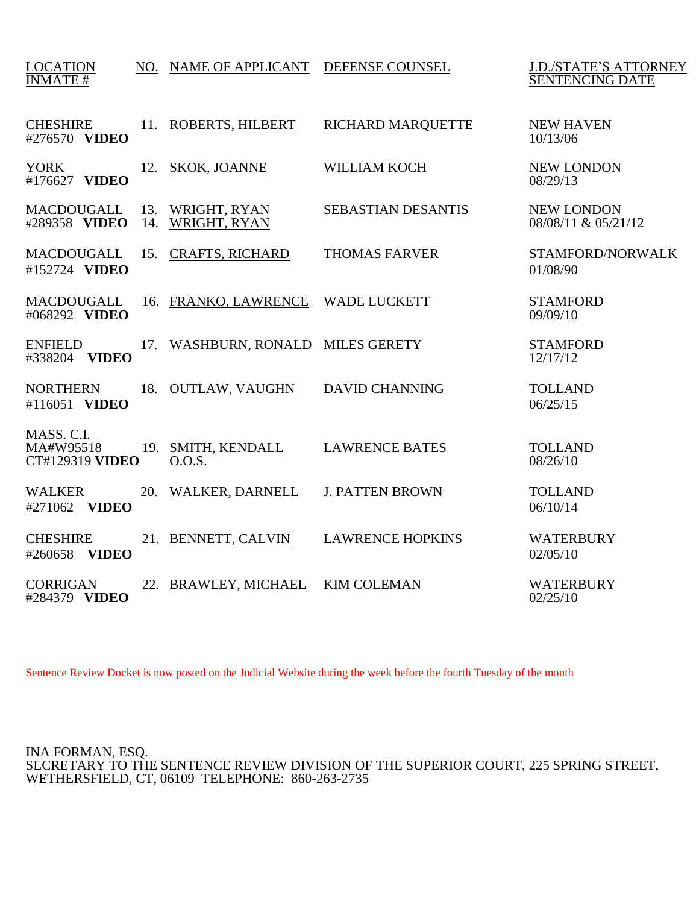| LOCATION<br>INMATE # | NO. | NAME OF APPLICANT | DEFENSE COUNSEL | J.D./STATE'S ATTORNEY<br>SENTENCING DATE |
|---|---|---|---|---|
| CHESHIRE<br>#276570 **VIDEO** | 11. | ROBERTS, HILBERT | RICHARD MARQUETTE | NEW HAVEN<br>10/13/06 |
| YORK<br>#176627 **VIDEO** | 12. | SKOK, JOANNE | WILLIAM KOCH | NEW LONDON<br>08/29/13 |
| MACDOUGALL<br>#289358 **VIDEO** | 13.<br>14. | WRIGHT, RYAN<br>WRIGHT, RYAN | SEBASTIAN DESANTIS | NEW LONDON<br>08/08/11 & 05/21/12 |
| MACDOUGALL<br>#152724 **VIDEO** | 15. | CRAFTS, RICHARD | THOMAS FARVER | STAMFORD/NORWALK<br>01/08/90 |
| MACDOUGALL<br>#068292 **VIDEO** | 16. | FRANKO, LAWRENCE | WADE LUCKETT | STAMFORD<br>09/09/10 |
| ENFIELD<br>#338204 **VIDEO** | 17. | WASHBURN, RONALD | MILES GERETY | STAMFORD<br>12/17/12 |
| NORTHERN<br>#116051 **VIDEO** | 18. | OUTLAW, VAUGHN | DAVID CHANNING | TOLLAND<br>06/25/15 |
| MASS. C.I.<br>MA#W95518<br>CT#129319 **VIDEO** | 19. | SMITH, KENDALL<br>O.O.S. | LAWRENCE BATES | TOLLAND<br>08/26/10 |
| WALKER<br>#271062 **VIDEO** | 20. | WALKER, DARNELL | J. PATTEN BROWN | TOLLAND<br>06/10/14 |
| CHESHIRE<br>#260658 **VIDEO** | 21. | BENNETT, CALVIN | LAWRENCE HOPKINS | WATERBURY<br>02/05/10 |
| CORRIGAN<br>#284379 **VIDEO** | 22. | BRAWLEY, MICHAEL | KIM COLEMAN | WATERBURY<br>02/25/10 |

Sentence Review Docket is now posted on the Judicial Website during the week before the fourth Tuesday of the month

INA FORMAN, ESQ.
SECRETARY TO THE SENTENCE REVIEW DIVISION OF THE SUPERIOR COURT, 225 SPRING STREET, WETHERSFIELD, CT, 06109 TELEPHONE: 860-263-2735